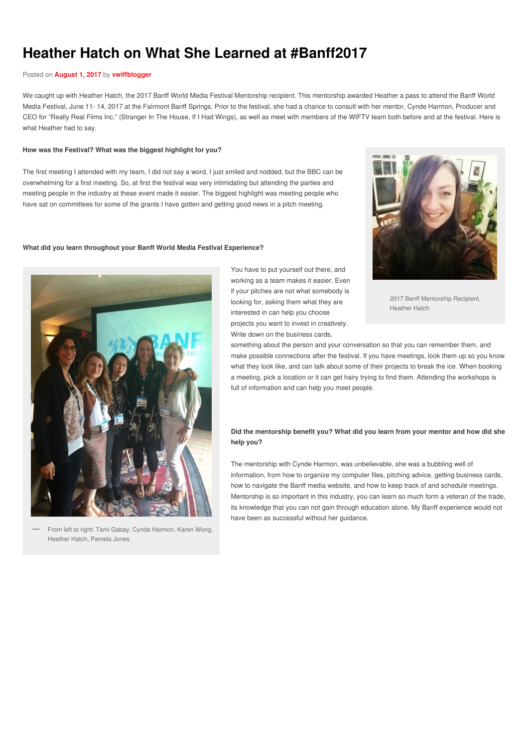# Heather Hatch on What She Learned at #Banff2017

Posted on **August 1, 2017** by **vwiffblogger**

We caught up with Heather Hatch, the 2017 Banff World Media Festival Mentorship recipient. This mentorship awarded Heather a pass to attend the Banff World Media Festival, June 11- 14, 2017 at the Fairmont Banff Springs. Prior to the festival, she had a chance to consult with her mentor, Cynde Harmon, Producer and CEO for "Really Real Films Inc." (Stranger In The House, If I Had Wings), as well as meet with members of the WIFTV team both before and at the festival. Here is what Heather had to say.

**How was the Festival? What was the biggest highlight for you?**

The first meeting I attended with my team, I did not say a word, I just smiled and nodded, but the BBC can be overwhelming for a first meeting. So, at first the festival was very intimidating but attending the parties and meeting people in the industry at these event made it easier. The biggest highlight was meeting people who have sat on committees for some of the grants I have gotten and getting good news in a pitch meeting.

2017 Benff Mentorship Recipient, Heather Hatch

**What did you learn throughout your Banff World Media Festival Experience?**

You have to put yourself out there, and working as a team makes it easier. Even if your pitches are not what somebody is looking for, asking them what they are interested in can help you choose projects you want to invest in creatively. Write down on the business cards, something about the person and your conversation so that you can remember them, and make possible connections after the festival. If you have meetings, look them up so you know what they look like, and can talk about some of their projects to break the ice. When booking a meeting, pick a location or it can get hairy trying to find them. Attending the workshops is full of information and can help you meet people.

— From left to right: Tami Gabay, Cynde Harmon, Karen Wong, Heather Hatch, Pamela Jones

**Did the mentorship benefit you? What did you learn from your mentor and how did she help you?**

The mentorship with Cynde Harmon, was unbelievable, she was a bubbling well of information, from how to organize my computer files, pitching advice, getting business cards, how to navigate the Banff media website, and how to keep track of and schedule meetings. Mentorship is so important in this industry, you can learn so much form a veteran of the trade, its knowledge that you can not gain through education alone. My Banff experience would not have been as successful without her guidance.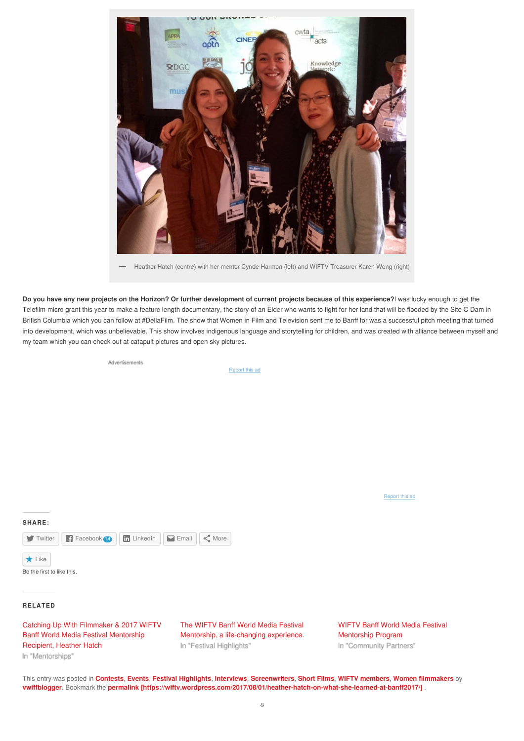— Heather Hatch (centre) with her mentor Cynde Harmon (left) and WIFTV Treasurer Karen Wong (right)

**Do you have any new projects on the Horizon? Or further development of current projects because of this experience?** I was lucky enough to get the Telefilm micro grant this year to make a feature length documentary, the story of an Elder who wants to fight for her land that will be flooded by the Site C Dam in British Columbia which you can follow at #DellaFilm. The show that Women in Film and Television sent me to Banff for was a successful pitch meeting that turned into development, which was unbelievable. This show involves indigenous language and storytelling for children, and was created with alliance between myself and my team which you can check out at catapult pictures and open sky pictures.

Advertisements

Report this ad

Report this ad

**SHARE:**

Twitter | Facebook 14 | LinkedIn | Email | More

Like

Be the first to like this.

**RELATED**

Catching Up With Filmmaker & 2017 WIFTV Banff World Media Festival Mentorship Recipient, Heather Hatch
In "Mentorships"

The WIFTV Banff World Media Festival Mentorship, a life-changing experience.
In "Festival Highlights"

WIFTV Banff World Media Festival Mentorship Program
In "Community Partners"

This entry was posted in **Contests**, **Events**, **Festival Highlights**, **Interviews**, **Screenwriters**, **Short Films**, **WIFTV members**, **Women filmmakers** by **vwiffblogger**. Bookmark the **permalink [https://wiftv.wordpress.com/2017/08/01/heather-hatch-on-what-she-learned-at-banff2017/]** .